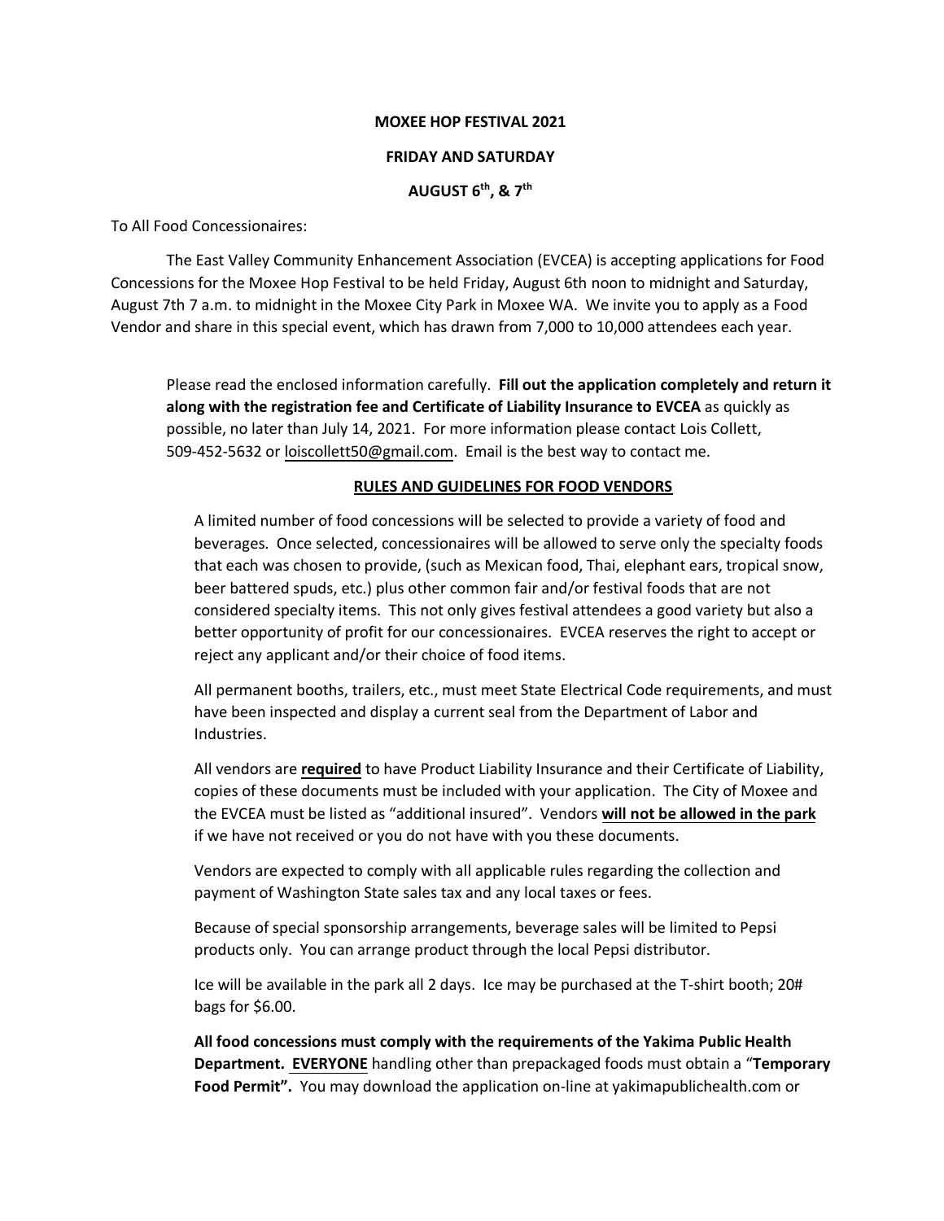**MOXEE HOP FESTIVAL 2021**

**FRIDAY AND SATURDAY**

**AUGUST 6th, & 7th**

To All Food Concessionaires:

The East Valley Community Enhancement Association (EVCEA) is accepting applications for Food Concessions for the Moxee Hop Festival to be held Friday, August 6th noon to midnight and Saturday, August 7th 7 a.m. to midnight in the Moxee City Park in Moxee WA. We invite you to apply as a Food Vendor and share in this special event, which has drawn from 7,000 to 10,000 attendees each year.

Please read the enclosed information carefully. **Fill out the application completely and return it along with the registration fee and Certificate of Liability Insurance to EVCEA** as quickly as possible, no later than July 14, 2021. For more information please contact Lois Collett, 509-452-5632 or loiscollett50@gmail.com. Email is the best way to contact me.

**RULES AND GUIDELINES FOR FOOD VENDORS**

A limited number of food concessions will be selected to provide a variety of food and beverages. Once selected, concessionaires will be allowed to serve only the specialty foods that each was chosen to provide, (such as Mexican food, Thai, elephant ears, tropical snow, beer battered spuds, etc.) plus other common fair and/or festival foods that are not considered specialty items. This not only gives festival attendees a good variety but also a better opportunity of profit for our concessionaires. EVCEA reserves the right to accept or reject any applicant and/or their choice of food items.

All permanent booths, trailers, etc., must meet State Electrical Code requirements, and must have been inspected and display a current seal from the Department of Labor and Industries.

All vendors are **required** to have Product Liability Insurance and their Certificate of Liability, copies of these documents must be included with your application. The City of Moxee and the EVCEA must be listed as "additional insured". Vendors **will not be allowed in the park** if we have not received or you do not have with you these documents.

Vendors are expected to comply with all applicable rules regarding the collection and payment of Washington State sales tax and any local taxes or fees.

Because of special sponsorship arrangements, beverage sales will be limited to Pepsi products only. You can arrange product through the local Pepsi distributor.

Ice will be available in the park all 2 days. Ice may be purchased at the T-shirt booth; 20# bags for $6.00.

**All food concessions must comply with the requirements of the Yakima Public Health Department. EVERYONE** handling other than prepackaged foods must obtain a "**Temporary Food Permit".** You may download the application on-line at yakimapublichealth.com or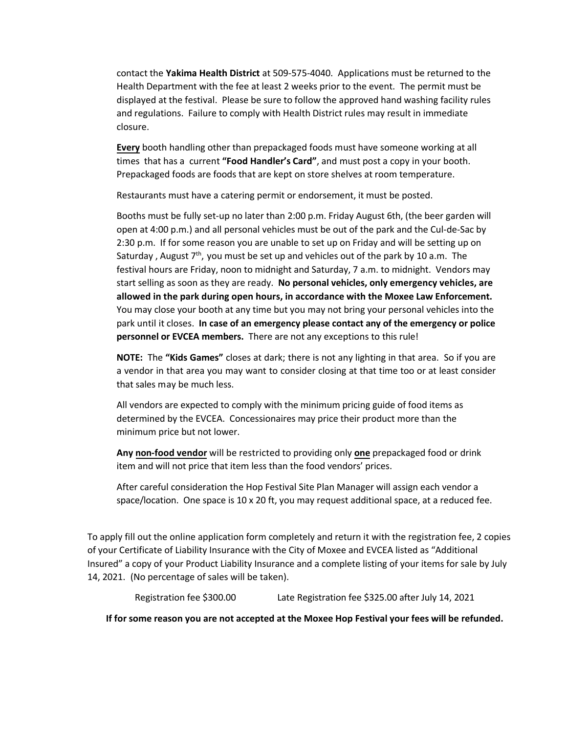contact the **Yakima Health District** at 509-575-4040. Applications must be returned to the Health Department with the fee at least 2 weeks prior to the event. The permit must be displayed at the festival. Please be sure to follow the approved hand washing facility rules and regulations. Failure to comply with Health District rules may result in immediate closure.

**Every** booth handling other than prepackaged foods must have someone working at all times that has a current **"Food Handler's Card"**, and must post a copy in your booth. Prepackaged foods are foods that are kept on store shelves at room temperature.

Restaurants must have a catering permit or endorsement, it must be posted.

Booths must be fully set-up no later than 2:00 p.m. Friday August 6th, (the beer garden will open at 4:00 p.m.) and all personal vehicles must be out of the park and the Cul-de-Sac by 2:30 p.m. If for some reason you are unable to set up on Friday and will be setting up on Saturday , August 7th, you must be set up and vehicles out of the park by 10 a.m. The festival hours are Friday, noon to midnight and Saturday, 7 a.m. to midnight. Vendors may start selling as soon as they are ready. **No personal vehicles, only emergency vehicles, are allowed in the park during open hours, in accordance with the Moxee Law Enforcement.** You may close your booth at any time but you may not bring your personal vehicles into the park until it closes. **In case of an emergency please contact any of the emergency or police personnel or EVCEA members.** There are not any exceptions to this rule!

**NOTE:** The **"Kids Games"** closes at dark; there is not any lighting in that area. So if you are a vendor in that area you may want to consider closing at that time too or at least consider that sales may be much less.

All vendors are expected to comply with the minimum pricing guide of food items as determined by the EVCEA. Concessionaires may price their product more than the minimum price but not lower.

**Any non-food vendor** will be restricted to providing only **one** prepackaged food or drink item and will not price that item less than the food vendors' prices.

After careful consideration the Hop Festival Site Plan Manager will assign each vendor a space/location. One space is 10 x 20 ft, you may request additional space, at a reduced fee.

To apply fill out the online application form completely and return it with the registration fee, 2 copies of your Certificate of Liability Insurance with the City of Moxee and EVCEA listed as "Additional Insured" a copy of your Product Liability Insurance and a complete listing of your items for sale by July 14, 2021. (No percentage of sales will be taken).

Registration fee $300.00 Late Registration fee $325.00 after July 14, 2021

**If for some reason you are not accepted at the Moxee Hop Festival your fees will be refunded.**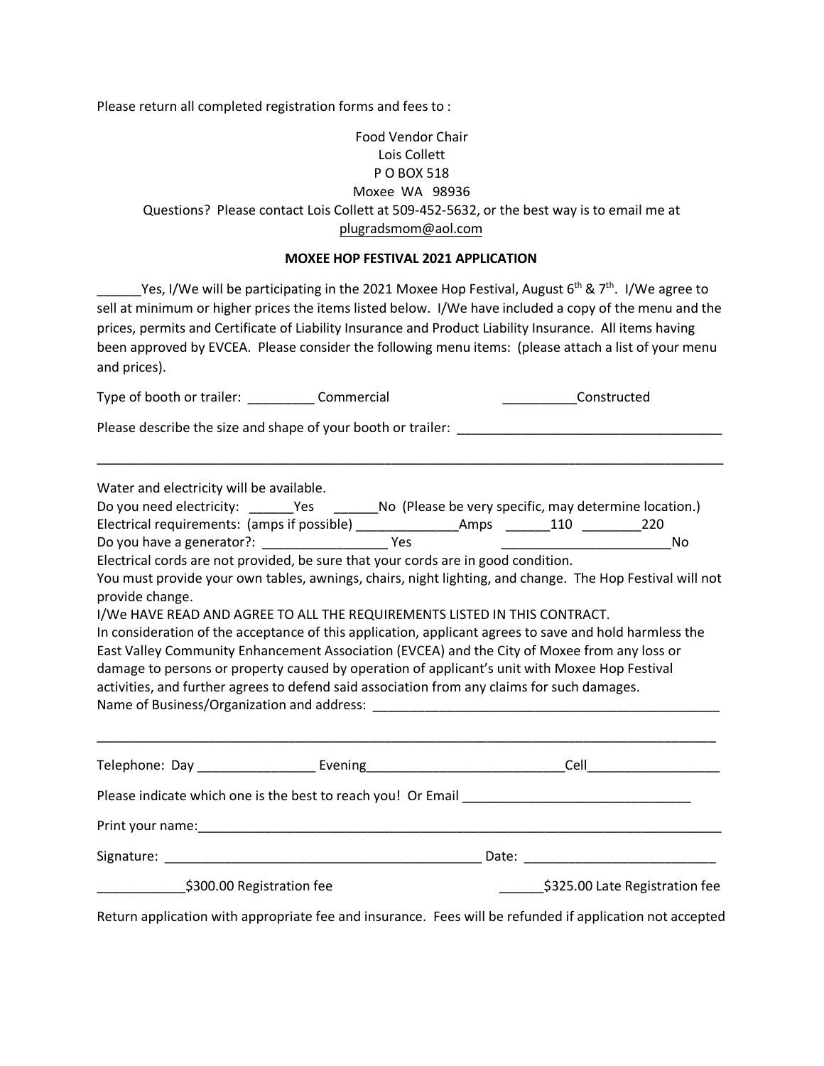Please return all completed registration forms and fees to :

Food Vendor Chair  
Lois Collett  
P O BOX 518  
Moxee WA 98936  
Questions? Please contact Lois Collett at 509-452-5632, or the best way is to email me at plugradsmom@aol.com

**MOXEE HOP FESTIVAL 2021 APPLICATION**

______Yes, I/We will be participating in the 2021 Moxee Hop Festival, August 6th & 7th. I/We agree to sell at minimum or higher prices the items listed below. I/We have included a copy of the menu and the prices, permits and Certificate of Liability Insurance and Product Liability Insurance. All items having been approved by EVCEA. Please consider the following menu items: (please attach a list of your menu and prices).

Type of booth or trailer: _________ Commercial __________Constructed

Please describe the size and shape of your booth or trailer: ____________________________________

_____________________________________________________________________________________

Water and electricity will be available.  
Do you need electricity: ______Yes ______No (Please be very specific, may determine location.)  
Electrical requirements: (amps if possible) ______________Amps ______110 ________220  
Do you have a generator?: _________________ Yes _______________________No  
Electrical cords are not provided, be sure that your cords are in good condition.  
You must provide your own tables, awnings, chairs, night lighting, and change. The Hop Festival will not provide change.  
I/We HAVE READ AND AGREE TO ALL THE REQUIREMENTS LISTED IN THIS CONTRACT.  
In consideration of the acceptance of this application, applicant agrees to save and hold harmless the East Valley Community Enhancement Association (EVCEA) and the City of Moxee from any loss or damage to persons or property caused by operation of applicant's unit with Moxee Hop Festival activities, and further agrees to defend said association from any claims for such damages.  
Name of Business/Organization and address: _________________________________________________

_____________________________________________________________________________________

Telephone: Day ________________ Evening___________________________Cell__________________

Please indicate which one is the best to reach you! Or Email _______________________________

Print your name:_______________________________________________________________________

Signature: ____________________________________________ Date: __________________________

____________$300.00 Registration fee ______$325.00 Late Registration fee

Return application with appropriate fee and insurance. Fees will be refunded if application not accepted